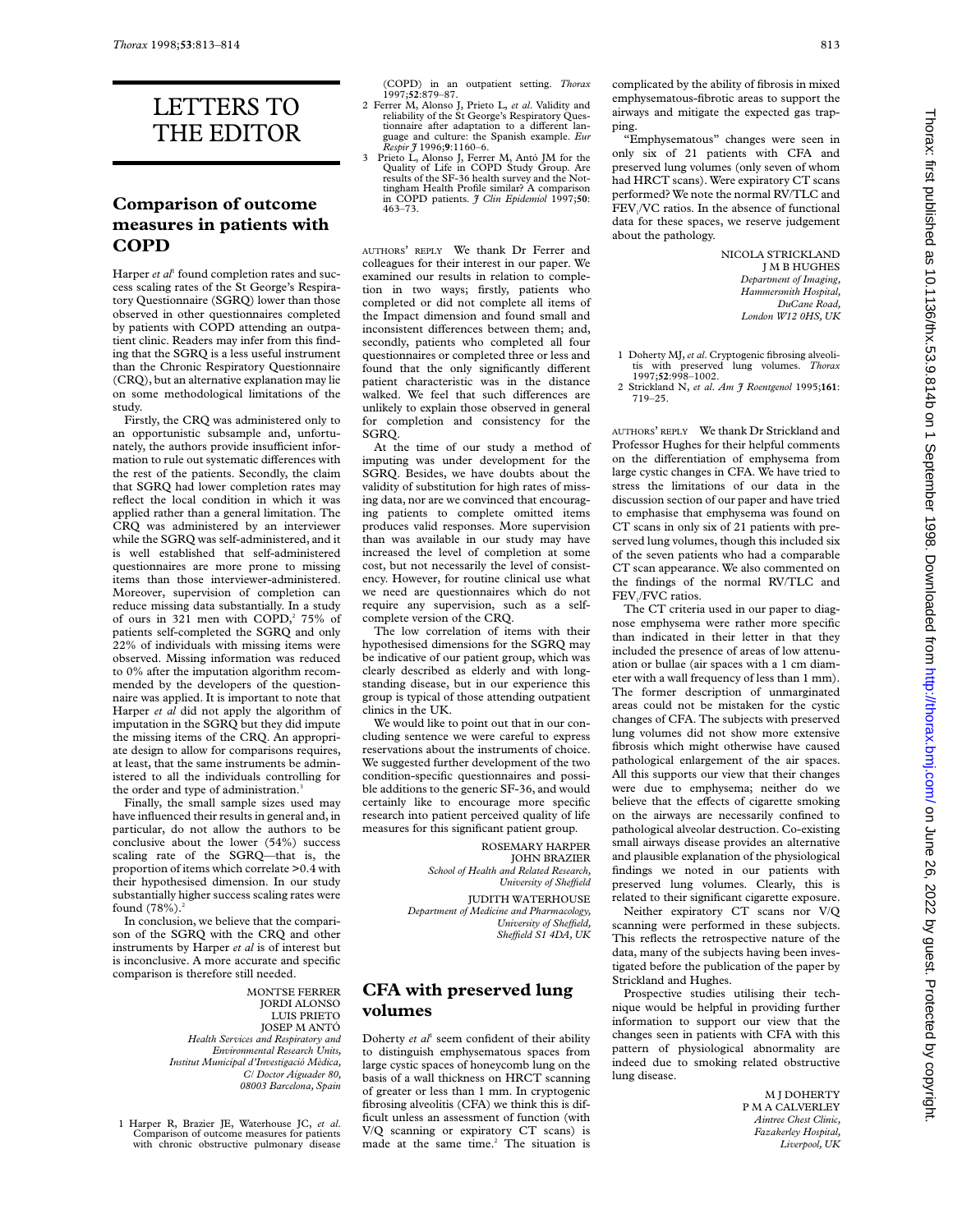# LETTERS TO THE EDITOR

## Comparison of outcome measures in patients with COPD

Harper *et al*[1] found completion rates and success scaling rates of the St George's Respiratory Questionnaire (SGRQ) lower than those observed in other questionnaires completed by patients with COPD attending an outpatient clinic. Readers may infer from this finding that the SGRQ is a less useful instrument than the Chronic Respiratory Questionnaire (CRQ), but an alternative explanation may lie on some methodological limitations of the study.

Firstly, the CRQ was administered only to an opportunistic subsample and, unfortunately, the authors provide insufficient information to rule out systematic differences with the rest of the patients. Secondly, the claim that SGRQ had lower completion rates may reflect the local condition in which it was applied rather than a general limitation. The CRQ was administered by an interviewer while the SGRQ was self-administered, and it is well established that self-administered questionnaires are more prone to missing items than those interviewer-administered. Moreover, supervision of completion can reduce missing data substantially. In a study of ours in 321 men with COPD,[2] 75% of patients self-completed the SGRQ and only 22% of individuals with missing items were observed. Missing information was reduced to 0% after the imputation algorithm recommended by the developers of the questionnaire was applied. It is important to note that Harper *et al* did not apply the algorithm of imputation in the SGRQ but they did impute the missing items of the CRQ. An appropriate design to allow for comparisons requires, at least, that the same instruments be administered to all the individuals controlling for the order and type of administration.[3]

Finally, the small sample sizes used may have influenced their results in general and, in particular, do not allow the authors to be conclusive about the lower (54%) success scaling rate of the SGRQ—that is, the proportion of items which correlate >0.4 with their hypothesised dimension. In our study substantially higher success scaling rates were found (78%).[2]

In conclusion, we believe that the comparison of the SGRQ with the CRQ and other instruments by Harper *et al* is of interest but is inconclusive. A more accurate and specific comparison is therefore still needed.

MONTSE FERRER
JORDI ALONSO
LUIS PRIETO
JOSEP M ANTÓ
*Health Services and Respiratory and Environmental Research Units, Institut Municipal d'Investigació Mèdica, C/ Doctor Aiguader 80, 08003 Barcelona, Spain*

1 Harper R, Brazier JE, Waterhouse JC, *et al*. Comparison of outcome measures for patients with chronic obstructive pulmonary disease (COPD) in an outpatient setting. *Thorax* 1997;**52**:879–87.
2 Ferrer M, Alonso J, Prieto L, *et al*. Validity and reliability of the St George's Respiratory Questionnaire after adaptation to a different language and culture: the Spanish example. *Eur Respir J* 1996;**9**:1160–6.
3 Prieto L, Alonso J, Ferrer M, Antó JM for the Quality of Life in COPD Study Group. Are results of the SF-36 health survey and the Nottingham Health Profile similar? A comparison in COPD patients. *J Clin Epidemiol* 1997;**50**: 463–73.

AUTHORS' REPLY We thank Dr Ferrer and colleagues for their interest in our paper. We examined our results in relation to completion in two ways; firstly, patients who completed or did not complete all items of the Impact dimension and found small and inconsistent differences between them; and, secondly, patients who completed all four questionnaires or completed three or less and found that the only significantly different patient characteristic was in the distance walked. We feel that such differences are unlikely to explain those observed in general for completion and consistency for the SGRQ.

At the time of our study a method of imputing was under development for the SGRQ. Besides, we have doubts about the validity of substitution for high rates of missing data, nor are we convinced that encouraging patients to complete omitted items produces valid responses. More supervision than was available in our study may have increased the level of completion at some cost, but not necessarily the level of consistency. However, for routine clinical use what we need are questionnaires which do not require any supervision, such as a self-complete version of the CRQ.

The low correlation of items with their hypothesised dimensions for the SGRQ may be indicative of our patient group, which was clearly described as elderly and with long-standing disease, but in our experience this group is typical of those attending outpatient clinics in the UK.

We would like to point out that in our concluding sentence we were careful to express reservations about the instruments of choice. We suggested further development of the two condition-specific questionnaires and possible additions to the generic SF-36, and would certainly like to encourage more specific research into patient perceived quality of life measures for this significant patient group.

ROSEMARY HARPER
JOHN BRAZIER
*School of Health and Related Research, University of Sheffield*
JUDITH WATERHOUSE
*Department of Medicine and Pharmacology, University of Sheffield, Sheffield S1 4DA, UK*

## CFA with preserved lung volumes

Doherty *et al*[1] seem confident of their ability to distinguish emphysematous spaces from large cystic spaces of honeycomb lung on the basis of a wall thickness on HRCT scanning of greater or less than 1 mm. In cryptogenic fibrosing alveolitis (CFA) we think this is difficult unless an assessment of function (with V/Q scanning or expiratory CT scans) is made at the same time.[2] The situation is complicated by the ability of fibrosis in mixed emphysematous-fibrotic areas to support the airways and mitigate the expected gas trapping.

"Emphysematous" changes were seen in only six of 21 patients with CFA and preserved lung volumes (only seven of whom had HRCT scans). Were expiratory CT scans performed? We note the normal RV/TLC and $FEV_1$/VC ratios. In the absence of functional data for these spaces, we reserve judgement about the pathology.

NICOLA STRICKLAND
J M B HUGHES
*Department of Imaging, Hammersmith Hospital, DuCane Road, London W12 0HS, UK*

1 Doherty MJ, *et al*. Cryptogenic fibrosing alveolitis with preserved lung volumes. *Thorax* 1997;**52**:998–1002.
2 Strickland N, *et al*. *Am J Roentgenol* 1995;**161**: 719–25.

AUTHORS' REPLY We thank Dr Strickland and Professor Hughes for their helpful comments on the differentiation of emphysema from large cystic changes in CFA. We have tried to stress the limitations of our data in the discussion section of our paper and have tried to emphasise that emphysema was found on CT scans in only six of 21 patients with preserved lung volumes, though this included six of the seven patients who had a comparable CT scan appearance. We also commented on the findings of the normal RV/TLC and $FEV_1$/FVC ratios.

The CT criteria used in our paper to diagnose emphysema were rather more specific than indicated in their letter in that they included the presence of areas of low attenuation or bullae (air spaces with a 1 cm diameter with a wall frequency of less than 1 mm). The former description of unmarginated areas could not be mistaken for the cystic changes of CFA. The subjects with preserved lung volumes did not show more extensive fibrosis which might otherwise have caused pathological enlargement of the air spaces. All this supports our view that their changes were due to emphysema; neither do we believe that the effects of cigarette smoking on the airways are necessarily confined to pathological alveolar destruction. Co-existing small airways disease provides an alternative and plausible explanation of the physiological findings we noted in our patients with preserved lung volumes. Clearly, this is related to their significant cigarette exposure.

Neither expiratory CT scans nor V/Q scanning were performed in these subjects. This reflects the retrospective nature of the data, many of the subjects having been investigated before the publication of the paper by Strickland and Hughes.

Prospective studies utilising their technique would be helpful in providing further information to support our view that the changes seen in patients with CFA with this pattern of physiological abnormality are indeed due to smoking related obstructive lung disease.

M J DOHERTY
P M A CALVERLEY
*Aintree Chest Clinic, Fazakerley Hospital, Liverpool, UK*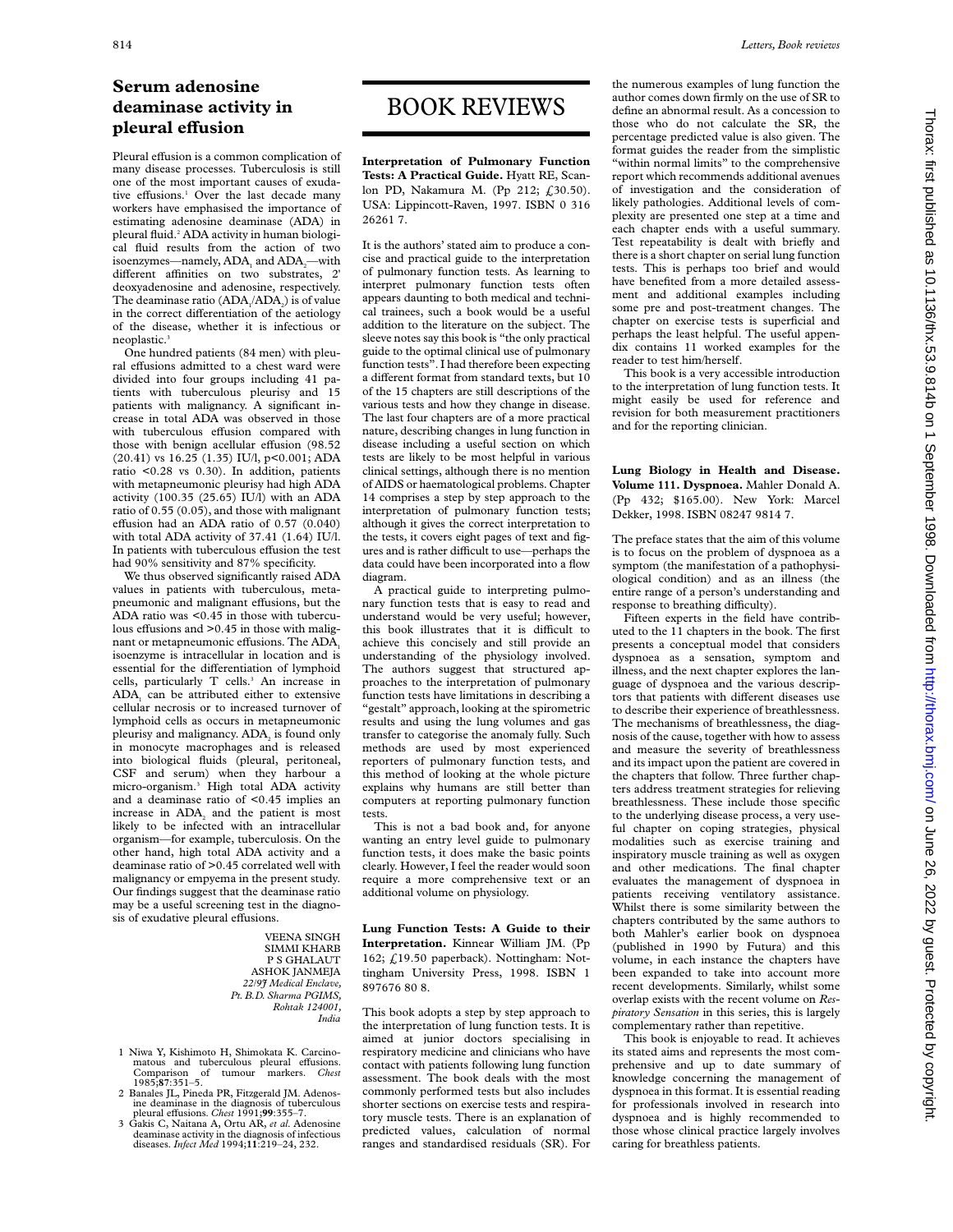## Serum adenosine deaminase activity in pleural effusion

Pleural effusion is a common complication of many disease processes. Tuberculosis is still one of the most important causes of exudative effusions.[1] Over the last decade many workers have emphasised the importance of estimating adenosine deaminase (ADA) in pleural fluid.[2] ADA activity in human biological fluid results from the action of two isoenzymes—namely, $ADA_1$ and $ADA_2$—with different affinities on two substrates, 2' deoxyadenosine and adenosine, respectively. The deaminase ratio ($ADA_1/ADA_2$) is of value in the correct differentiation of the aetiology of the disease, whether it is infectious or neoplastic.[3]

One hundred patients (84 men) with pleural effusions admitted to a chest ward were divided into four groups including 41 patients with tuberculous pleurisy and 15 patients with malignancy. A significant increase in total ADA was observed in those with tuberculous effusion compared with those with benign acellular effusion (98.52 (20.41) vs 16.25 (1.35) IU/l, $p<0.001$; ADA ratio <0.28 vs 0.30). In addition, patients with metapneumonic pleurisy had high ADA activity (100.35 (25.65) IU/l) with an ADA ratio of 0.55 (0.05), and those with malignant effusion had an ADA ratio of 0.57 (0.040) with total ADA activity of 37.41 (1.64) IU/l. In patients with tuberculous effusion the test had 90% sensitivity and 87% specificity.

We thus observed significantly raised ADA values in patients with tuberculous, metapneumonic and malignant effusions, but the ADA ratio was <0.45 in those with tuberculous effusions and >0.45 in those with malignant or metapneumonic effusions. The $ADA_1$ isoenzyme is intracellular in location and is essential for the differentiation of lymphoid cells, particularly T cells.[3] An increase in $ADA_1$ can be attributed either to extensive cellular necrosis or to increased turnover of lymphoid cells as occurs in metapneumonic pleurisy and malignancy. $ADA_2$ is found only in monocyte macrophages and is released into biological fluids (pleural, peritoneal, CSF and serum) when they harbour a micro-organism.[3] High total ADA activity and a deaminase ratio of <0.45 implies an increase in $ADA_2$ and the patient is most likely to be infected with an intracellular organism—for example, tuberculosis. On the other hand, high total ADA activity and a deaminase ratio of >0.45 correlated well with malignancy or empyema in the present study. Our findings suggest that the deaminase ratio may be a useful screening test in the diagnosis of exudative pleural effusions.

VEENA SINGH
SIMMI KHARB
P S GHALAUT
ASHOK JANMEJA
*22/9J Medical Enclave,*
*Pt. B.D. Sharma PGIMS,*
*Rohtak 124001,*
*India*

1 Niwa Y, Kishimoto H, Shimokata K. Carcinomatous and tuberculous pleural effusions. Comparison of tumour markers. *Chest* 1985;**87**:351–5.
2 Banales JL, Pineda PR, Fitzgerald JM. Adenosine deaminase in the diagnosis of tuberculous pleural effusions. *Chest* 1991;**99**:355–7.
3 Gakis C, Naitana A, Ortu AR, *et al*. Adenosine deaminase activity in the diagnosis of infectious diseases. *Infect Med* 1994;**11**:219–24, 232.

# BOOK REVIEWS

**Interpretation of Pulmonary Function Tests: A Practical Guide.** Hyatt RE, Scanlon PD, Nakamura M. (Pp 212; £30.50). USA: Lippincott-Raven, 1997. ISBN 0 316 26261 7.

It is the authors' stated aim to produce a concise and practical guide to the interpretation of pulmonary function tests. As learning to interpret pulmonary function tests often appears daunting to both medical and technical trainees, such a book would be a useful addition to the literature on the subject. The sleeve notes say this book is "the only practical guide to the optimal clinical use of pulmonary function tests". I had therefore been expecting a different format from standard texts, but 10 of the 15 chapters are still descriptions of the various tests and how they change in disease. The last four chapters are of a more practical nature, describing changes in lung function in disease including a useful section on which tests are likely to be most helpful in various clinical settings, although there is no mention of AIDS or haematological problems. Chapter 14 comprises a step by step approach to the interpretation of pulmonary function tests; although it gives the correct interpretation to the tests, it covers eight pages of text and figures and is rather difficult to use—perhaps the data could have been incorporated into a flow diagram.

A practical guide to interpreting pulmonary function tests that is easy to read and understand would be very useful; however, this book illustrates that it is difficult to achieve this concisely and still provide an understanding of the physiology involved. The authors suggest that structured approaches to the interpretation of pulmonary function tests have limitations in describing a "gestalt" approach, looking at the spirometric results and using the lung volumes and gas transfer to categorise the anomaly fully. Such methods are used by most experienced reporters of pulmonary function tests, and this method of looking at the whole picture explains why humans are still better than computers at reporting pulmonary function tests.

This is not a bad book and, for anyone wanting an entry level guide to pulmonary function tests, it does make the basic points clearly. However, I feel the reader would soon require a more comprehensive text or an additional volume on physiology.

**Lung Function Tests: A Guide to their Interpretation.** Kinnear William JM. (Pp 162; £19.50 paperback). Nottingham: Nottingham University Press, 1998. ISBN 1 897676 80 8.

This book adopts a step by step approach to the interpretation of lung function tests. It is aimed at junior doctors specialising in respiratory medicine and clinicians who have contact with patients following lung function assessment. The book deals with the most commonly performed tests but also includes shorter sections on exercise tests and respiratory muscle tests. There is an explanation of predicted values, calculation of normal ranges and standardised residuals (SR). For the numerous examples of lung function the author comes down firmly on the use of SR to define an abnormal result. As a concession to those who do not calculate the SR, the percentage predicted value is also given. The format guides the reader from the simplistic "within normal limits" to the comprehensive report which recommends additional avenues of investigation and the consideration of likely pathologies. Additional levels of complexity are presented one step at a time and each chapter ends with a useful summary. Test repeatability is dealt with briefly and there is a short chapter on serial lung function tests. This is perhaps too brief and would have benefited from a more detailed assessment and additional examples including some pre and post-treatment changes. The chapter on exercise tests is superficial and perhaps the least helpful. The useful appendix contains 11 worked examples for the reader to test him/herself.

This book is a very accessible introduction to the interpretation of lung function tests. It might easily be used for reference and revision for both measurement practitioners and for the reporting clinician.

**Lung Biology in Health and Disease. Volume 111. Dyspnoea.** Mahler Donald A. (Pp 432; $165.00). New York: Marcel Dekker, 1998. ISBN 08247 9814 7.

The preface states that the aim of this volume is to focus on the problem of dyspnoea as a symptom (the manifestation of a pathophysiological condition) and as an illness (the entire range of a person's understanding and response to breathing difficulty).

Fifteen experts in the field have contributed to the 11 chapters in the book. The first presents a conceptual model that considers dyspnoea as a sensation, symptom and illness, and the next chapter explores the language of dyspnoea and the various descriptors that patients with different diseases use to describe their experience of breathlessness. The mechanisms of breathlessness, the diagnosis of the cause, together with how to assess and measure the severity of breathlessness and its impact upon the patient are covered in the chapters that follow. Three further chapters address treatment strategies for relieving breathlessness. These include those specific to the underlying disease process, a very useful chapter on coping strategies, physical modalities such as exercise training and inspiratory muscle training as well as oxygen and other medications. The final chapter evaluates the management of dyspnoea in patients receiving ventilatory assistance. Whilst there is some similarity between the chapters contributed by the same authors to both Mahler's earlier book on dyspnoea (published in 1990 by Futura) and this volume, in each instance the chapters have been expanded to take into account more recent developments. Similarly, whilst some overlap exists with the recent volume on *Respiratory Sensation* in this series, this is largely complementary rather than repetitive.

This book is enjoyable to read. It achieves its stated aims and represents the most comprehensive and up to date summary of knowledge concerning the management of dyspnoea in this format. It is essential reading for professionals involved in research into dyspnoea and is highly recommended to those whose clinical practice largely involves caring for breathless patients.